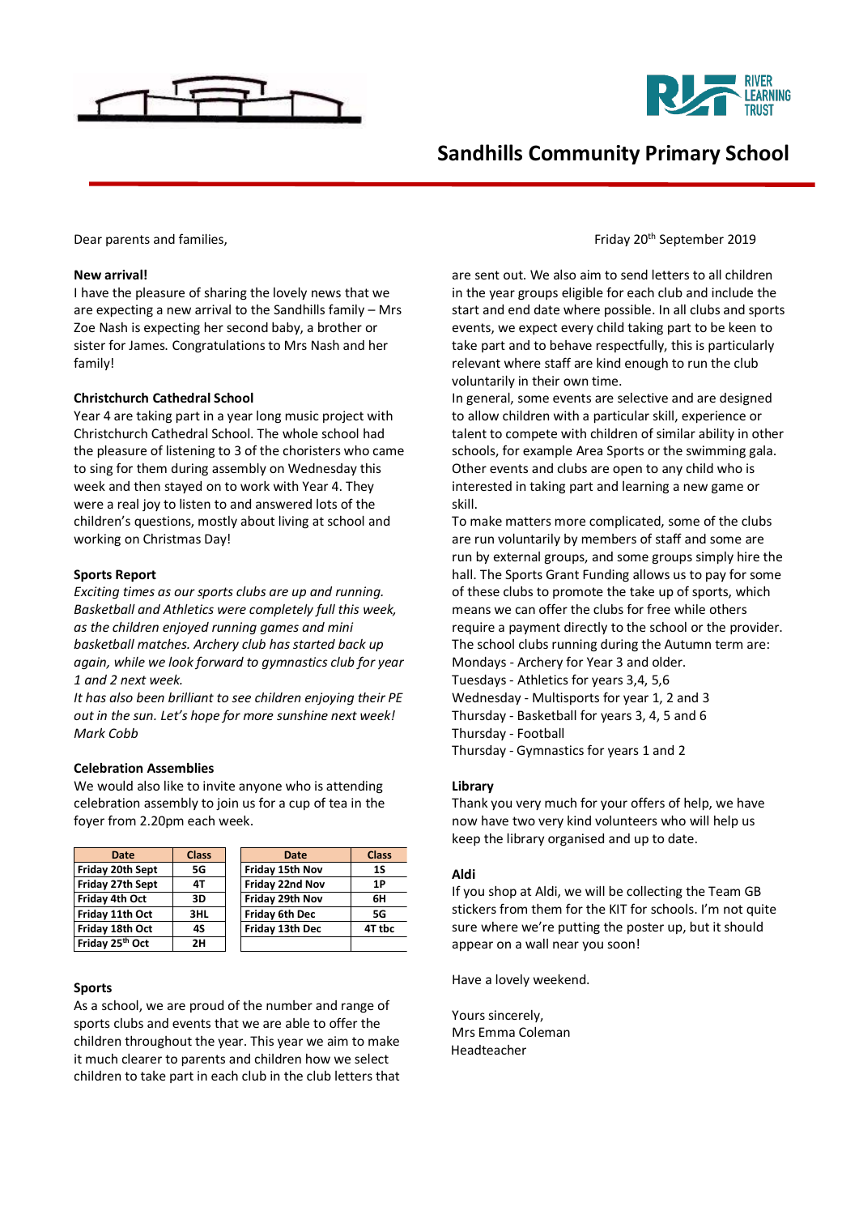# Sandhills Community Primary School

Dear parents and families,

Friday 20th September 2019

## New arrival!

I have the pleasure of sharing the lovely news that we are expecting a new arrival to the Sandhills family – Mrs Zoe Nash is expecting her second baby, a brother or sister for James. Congratulations to Mrs Nash and her family!

## Christchurch Cathedral School

Year 4 are taking part in a year long music project with Christchurch Cathedral School. The whole school had the pleasure of listening to 3 of the choristers who came to sing for them during assembly on Wednesday this week and then stayed on to work with Year 4. They were a real joy to listen to and answered lots of the children's questions, mostly about living at school and working on Christmas Day!

## Sports Report

*Exciting times as our sports clubs are up and running. Basketball and Athletics were completely full this week, as the children enjoyed running games and mini basketball matches. Archery club has started back up again, while we look forward to gymnastics club for year 1 and 2 next week.*

*It has also been brilliant to see children enjoying their PE out in the sun. Let's hope for more sunshine next week!*
*Mark Cobb*

## Celebration Assemblies

We would also like to invite anyone who is attending celebration assembly to join us for a cup of tea in the foyer from 2.20pm each week.

| Date | Class |
|---|---|
| Friday 20th Sept | 5G |
| Friday 27th Sept | 4T |
| Friday 4th Oct | 3D |
| Friday 11th Oct | 3HL |
| Friday 18th Oct | 4S |
| Friday 25th Oct | 2H |

| Date | Class |
|---|---|
| Friday 15th Nov | 1S |
| Friday 22nd Nov | 1P |
| Friday 29th Nov | 6H |
| Friday 6th Dec | 5G |
| Friday 13th Dec | 4T tbc |

## Sports

As a school, we are proud of the number and range of sports clubs and events that we are able to offer the children throughout the year. This year we aim to make it much clearer to parents and children how we select children to take part in each club in the club letters that are sent out. We also aim to send letters to all children in the year groups eligible for each club and include the start and end date where possible. In all clubs and sports events, we expect every child taking part to be keen to take part and to behave respectfully, this is particularly relevant where staff are kind enough to run the club voluntarily in their own time.

In general, some events are selective and are designed to allow children with a particular skill, experience or talent to compete with children of similar ability in other schools, for example Area Sports or the swimming gala. Other events and clubs are open to any child who is interested in taking part and learning a new game or skill.

To make matters more complicated, some of the clubs are run voluntarily by members of staff and some are run by external groups, and some groups simply hire the hall. The Sports Grant Funding allows us to pay for some of these clubs to promote the take up of sports, which means we can offer the clubs for free while others require a payment directly to the school or the provider.

The school clubs running during the Autumn term are:

Mondays - Archery for Year 3 and older.
Tuesdays - Athletics for years 3,4, 5,6
Wednesday - Multisports for year 1, 2 and 3
Thursday - Basketball for years 3, 4, 5 and 6
Thursday - Football
Thursday - Gymnastics for years 1 and 2

## Library

Thank you very much for your offers of help, we have now have two very kind volunteers who will help us keep the library organised and up to date.

## Aldi

If you shop at Aldi, we will be collecting the Team GB stickers from them for the KIT for schools. I'm not quite sure where we're putting the poster up, but it should appear on a wall near you soon!

Have a lovely weekend.

Yours sincerely,
Mrs Emma Coleman
Headteacher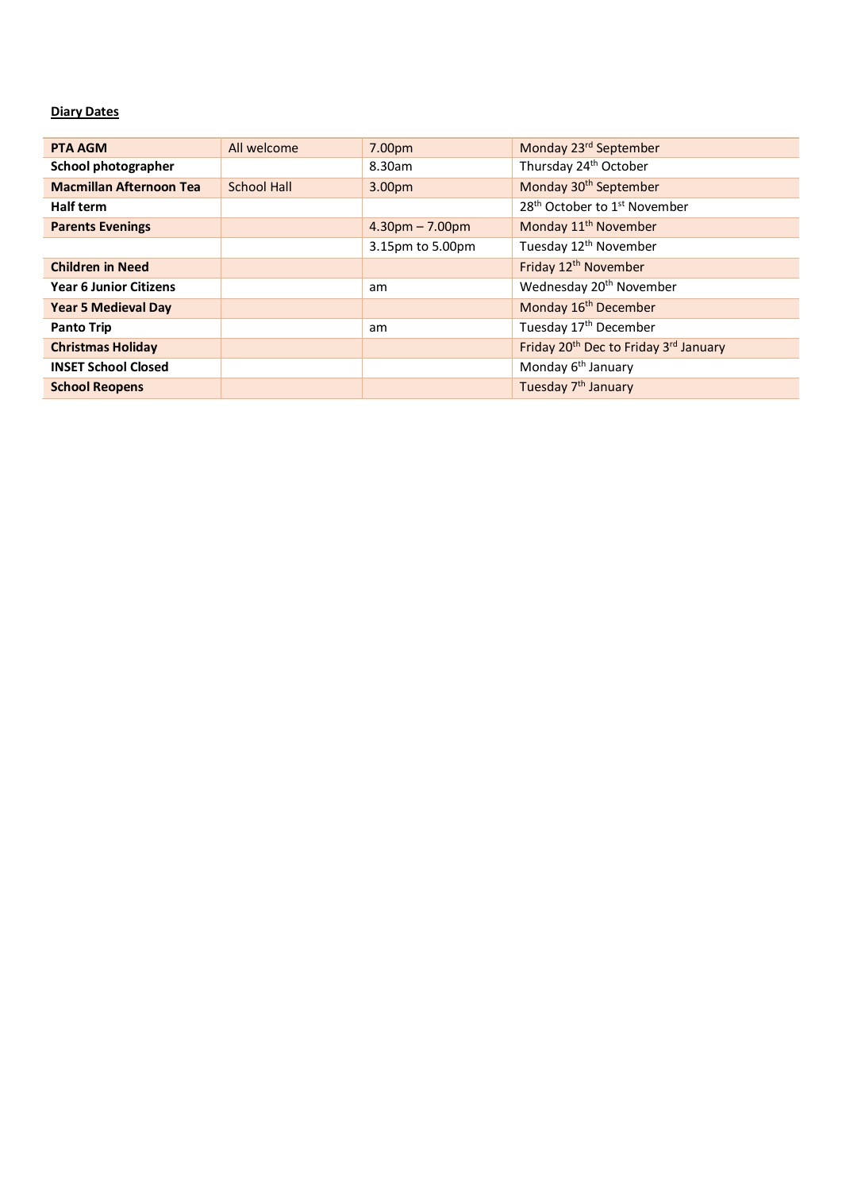**Diary Dates**

| | | | |
|---|---|---|---|
| **PTA AGM** | All welcome | 7.00pm | Monday 23rd September |
| **School photographer** | | 8.30am | Thursday 24th October |
| **Macmillan Afternoon Tea** | School Hall | 3.00pm | Monday 30th September |
| **Half term** | | | 28th October to 1st November |
| **Parents Evenings** | | 4.30pm – 7.00pm | Monday 11th November |
| | | 3.15pm to 5.00pm | Tuesday 12th November |
| **Children in Need** | | | Friday 12th November |
| **Year 6 Junior Citizens** | | am | Wednesday 20th November |
| **Year 5 Medieval Day** | | | Monday 16th December |
| **Panto Trip** | | am | Tuesday 17th December |
| **Christmas Holiday** | | | Friday 20th Dec to Friday 3rd January |
| **INSET School Closed** | | | Monday 6th January |
| **School Reopens** | | | Tuesday 7th January |